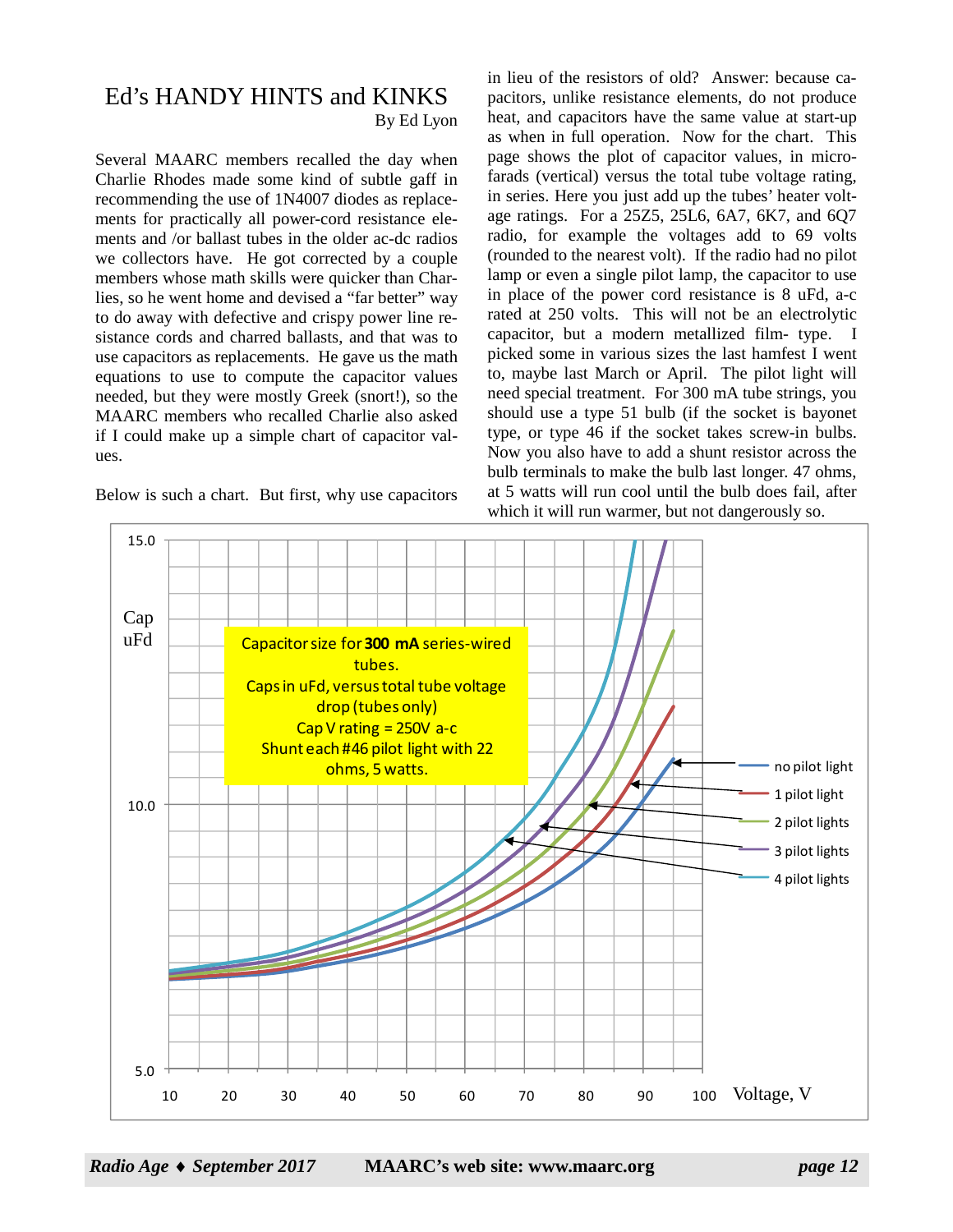# Ed's HANDY HINTS and KINKS

By Ed Lyon

Several MAARC members recalled the day when Charlie Rhodes made some kind of subtle gaff in recommending the use of 1N4007 diodes as replacements for practically all power-cord resistance elements and /or ballast tubes in the older ac-dc radios we collectors have. He got corrected by a couple members whose math skills were quicker than Charlies, so he went home and devised a "far better" way to do away with defective and crispy power line resistance cords and charred ballasts, and that was to use capacitors as replacements. He gave us the math equations to use to compute the capacitor values needed, but they were mostly Greek (snort!), so the MAARC members who recalled Charlie also asked if I could make up a simple chart of capacitor values.

Below is such a chart. But first, why use capacitors in lieu of the resistors of old? Answer: because capacitors, unlike resistance elements, do not produce heat, and capacitors have the same value at start-up as when in full operation. Now for the chart. This page shows the plot of capacitor values, in microfarads (vertical) versus the total tube voltage rating, in series. Here you just add up the tubes' heater voltage ratings. For a 25Z5, 25L6, 6A7, 6K7, and 6Q7 radio, for example the voltages add to 69 volts (rounded to the nearest volt). If the radio had no pilot lamp or even a single pilot lamp, the capacitor to use in place of the power cord resistance is 8 uFd, a-c rated at 250 volts. This will not be an electrolytic capacitor, but a modern metallized film- type. I picked some in various sizes the last hamfest I went to, maybe last March or April. The pilot light will need special treatment. For 300 mA tube strings, you should use a type 51 bulb (if the socket is bayonet type, or type 46 if the socket takes screw-in bulbs. Now you also have to add a shunt resistor across the bulb terminals to make the bulb last longer. 47 ohms, at 5 watts will run cool until the bulb does fail, after which it will run warmer, but not dangerously so.

Capacitor size for **300 mA** series-wired tubes.
Caps in uFd, versus total tube voltage drop (tubes only)
Cap V rating = 250V a-c
Shunt each #46 pilot light with 22 ohms, 5 watts.

Cap uFd (5.0 – 15.0) vs. Voltage, V (10 – 100)

Curves: no pilot light, 1 pilot light, 2 pilot lights, 3 pilot lights, 4 pilot lights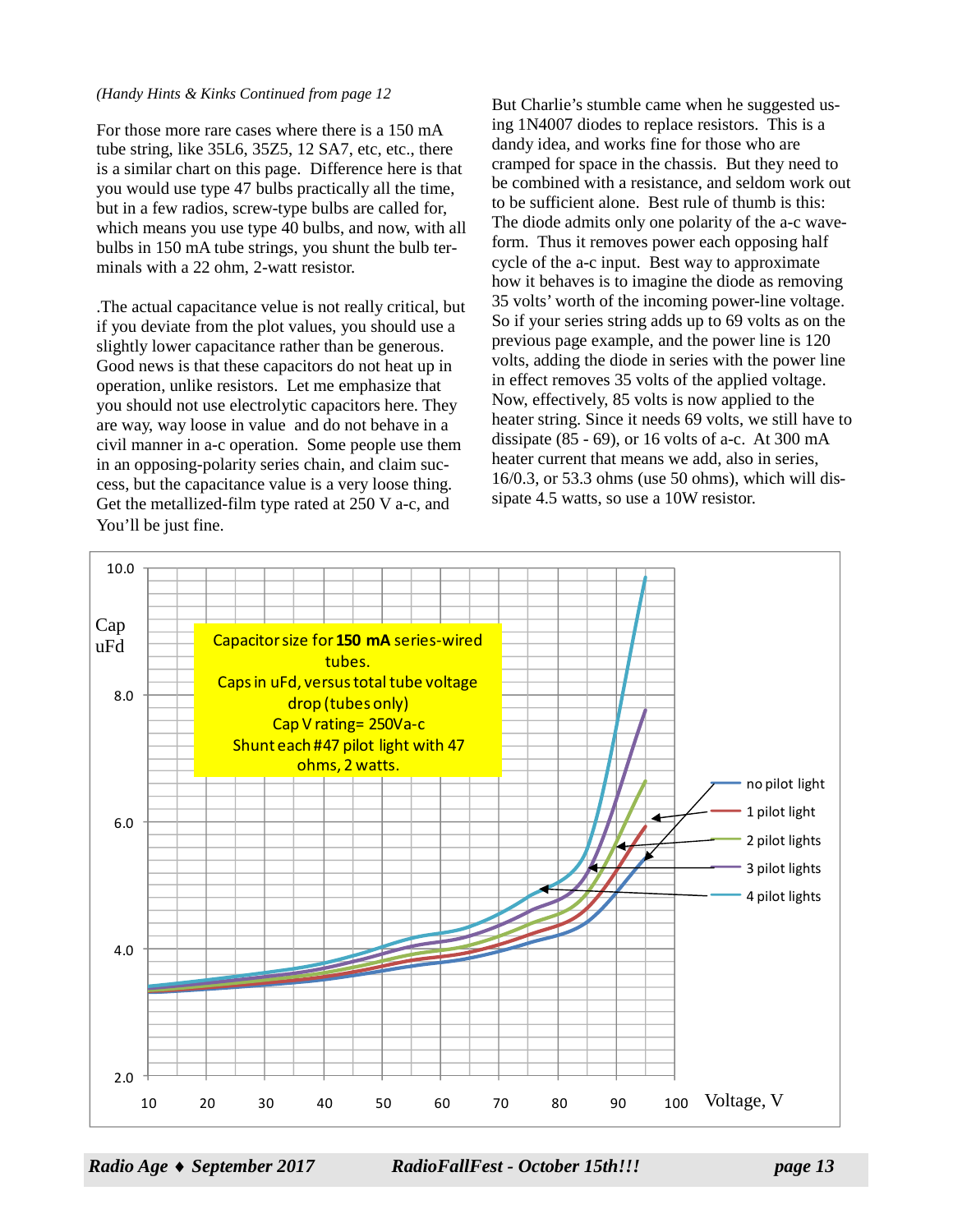*(Handy Hints & Kinks Continued from page 12*

For those more rare cases where there is a 150 mA tube string, like 35L6, 35Z5, 12 SA7, etc, etc., there is a similar chart on this page. Difference here is that you would use type 47 bulbs practically all the time, but in a few radios, screw-type bulbs are called for, which means you use type 40 bulbs, and now, with all bulbs in 150 mA tube strings, you shunt the bulb terminals with a 22 ohm, 2-watt resistor.

.The actual capacitance velue is not really critical, but if you deviate from the plot values, you should use a slightly lower capacitance rather than be generous. Good news is that these capacitors do not heat up in operation, unlike resistors. Let me emphasize that you should not use electrolytic capacitors here. They are way, way loose in value and do not behave in a civil manner in a-c operation. Some people use them in an opposing-polarity series chain, and claim success, but the capacitance value is a very loose thing. Get the metallized-film type rated at 250 V a-c, and You'll be just fine.

But Charlie's stumble came when he suggested using 1N4007 diodes to replace resistors. This is a dandy idea, and works fine for those who are cramped for space in the chassis. But they need to be combined with a resistance, and seldom work out to be sufficient alone. Best rule of thumb is this: The diode admits only one polarity of the a-c waveform. Thus it removes power each opposing half cycle of the a-c input. Best way to approximate how it behaves is to imagine the diode as removing 35 volts' worth of the incoming power-line voltage. So if your series string adds up to 69 volts as on the previous page example, and the power line is 120 volts, adding the diode in series with the power line in effect removes 35 volts of the applied voltage. Now, effectively, 85 volts is now applied to the heater string. Since it needs 69 volts, we still have to dissipate (85 - 69), or 16 volts of a-c. At 300 mA heater current that means we add, also in series, 16/0.3, or 53.3 ohms (use 50 ohms), which will dissipate 4.5 watts, so use a 10W resistor.

Cap uFd

Capacitor size for **150 mA** series-wired tubes.
Caps in uFd, versus total tube voltage drop (tubes only)
Cap V rating= 250Va-c
Shunt each #47 pilot light with 47 ohms, 2 watts.

no pilot light
1 pilot light
2 pilot lights
3 pilot lights
4 pilot lights

10.0
8.0
6.0
4.0
2.0

10 20 30 40 50 60 70 80 90 100

Voltage, V